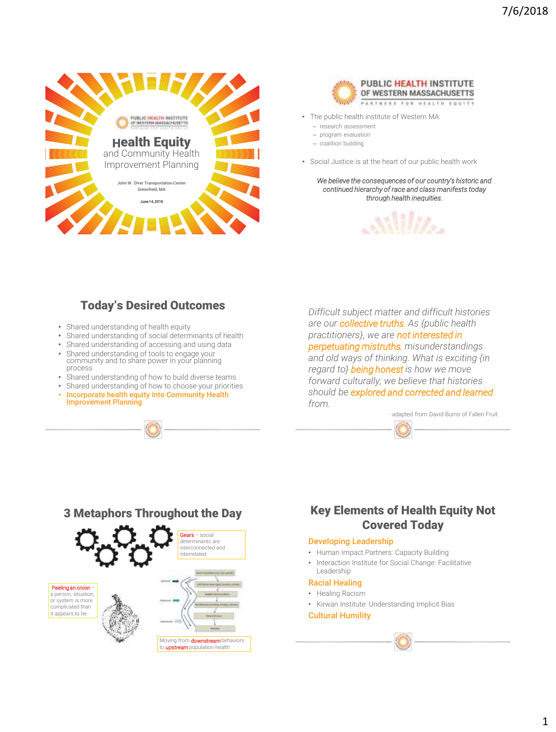# Health Equity and Community Health Improvement Planning

John W. Olver Transportation Center
Greenfield, MA

June 14, 2018

## PUBLIC HEALTH INSTITUTE OF WESTERN MASSACHUSETTS

PARTNERS FOR HEALTH EQUITY

- The public health institute of Western MA:
  - research assessment
  - program evaluation
  - coalition building
- Social Justice is at the heart of our public health work

*We believe the consequences of our country's historic and continued hierarchy of race and class manifests today through health inequities.*

## Today's Desired Outcomes

- Shared understanding of health equity
- Shared understanding of social determinants of health
- Shared understanding of accessing and using data
- Shared understanding of tools to engage your community and to share power in your planning process
- Shared understanding of how to build diverse teams
- Shared understanding of how to choose your priorities
- **Incorporate health equity into Community Health Improvement Planning**

*Difficult subject matter and difficult histories are our collective truths. As {public health practitioners}, we are not interested in perpetuating mistruths, misunderstandings and old ways of thinking. What is exciting {in regard to} being honest is how we move forward culturally; we believe that histories should be explored and corrected and learned from.*

- adapted from David Burns of Fallen Fruit

## 3 Metaphors Throughout the Day

**Gears** – social determinants are interconnected and interrelated

**Peeling an onion** – a person, situation, or system is more complicated than it appears to be.

Moving from **downstream** behaviors to **upstream** population health

## Key Elements of Health Equity Not Covered Today

### Developing Leadership

- Human Impact Partners: Capacity Building
- Interaction Institute for Social Change: Facilitative Leadership

### Racial Healing

- Healing Racism
- Kirwan Institute: Understanding Implicit Bias

### Cultural Humility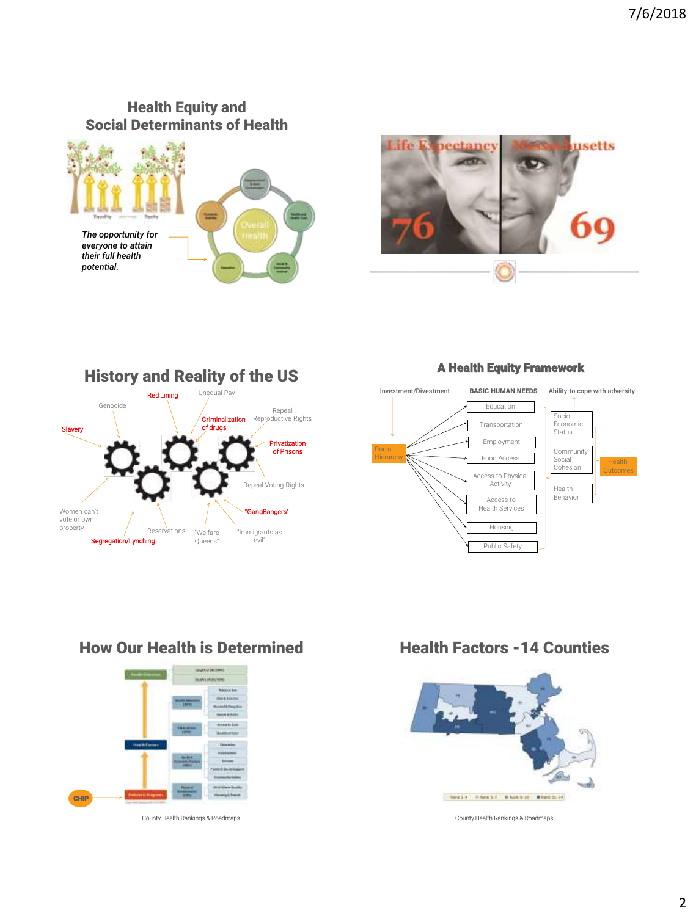## Health Equity and Social Determinants of Health

*The opportunity for everyone to attain their full health potential.*

Overall Health

## Life Expectancy Massachusetts

76

69

## History and Reality of the US

Genocide

Red Lining

Unequal Pay

Repeal Reproductive Rights

Slavery

Criminalization of drugs

Privatization of Prisons

Repeal Voting Rights

Women can't vote or own property

Reservations

"Welfare Queens"

"GangBangers"

"Immigrants as evil"

Segregation/Lynching

## A Health Equity Framework

Investment/Divestment

BASIC HUMAN NEEDS

Ability to cope with adversity

Racial Hierarchy

- Education
- Transportation
- Employment
- Food Access
- Access to Physical Activity
- Access to Health Services
- Housing
- Public Safety

- Socio Economic Status
- Community Social Cohesion
- Health Behavior

Health Outcomes

## How Our Health is Determined

CHIP

County Health Rankings & Roadmaps

## Health Factors -14 Counties

County Health Rankings & Roadmaps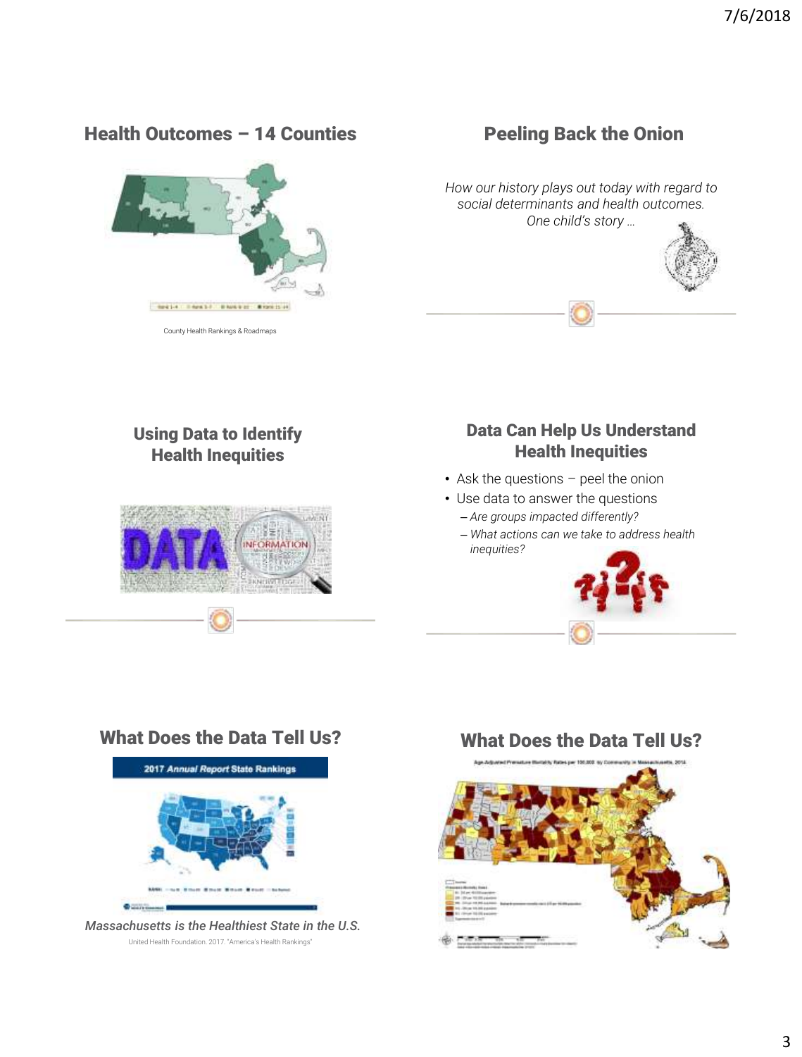## Health Outcomes – 14 Counties

County Health Rankings & Roadmaps

## Peeling Back the Onion

*How our history plays out today with regard to social determinants and health outcomes. One child's story …*

## Using Data to Identify Health Inequities

## Data Can Help Us Understand Health Inequities

- Ask the questions – peel the onion
- Use data to answer the questions
  - *Are groups impacted differently?*
  - *What actions can we take to address health inequities?*

## What Does the Data Tell Us?

2017 *Annual Report* State Rankings

*Massachusetts is the Healthiest State in the U.S.*

United Health Foundation. 2017. "America's Health Rankings"

## What Does the Data Tell Us?

Age-Adjusted Premature Mortality Rates per 100,000 by Community in Massachusetts, 2014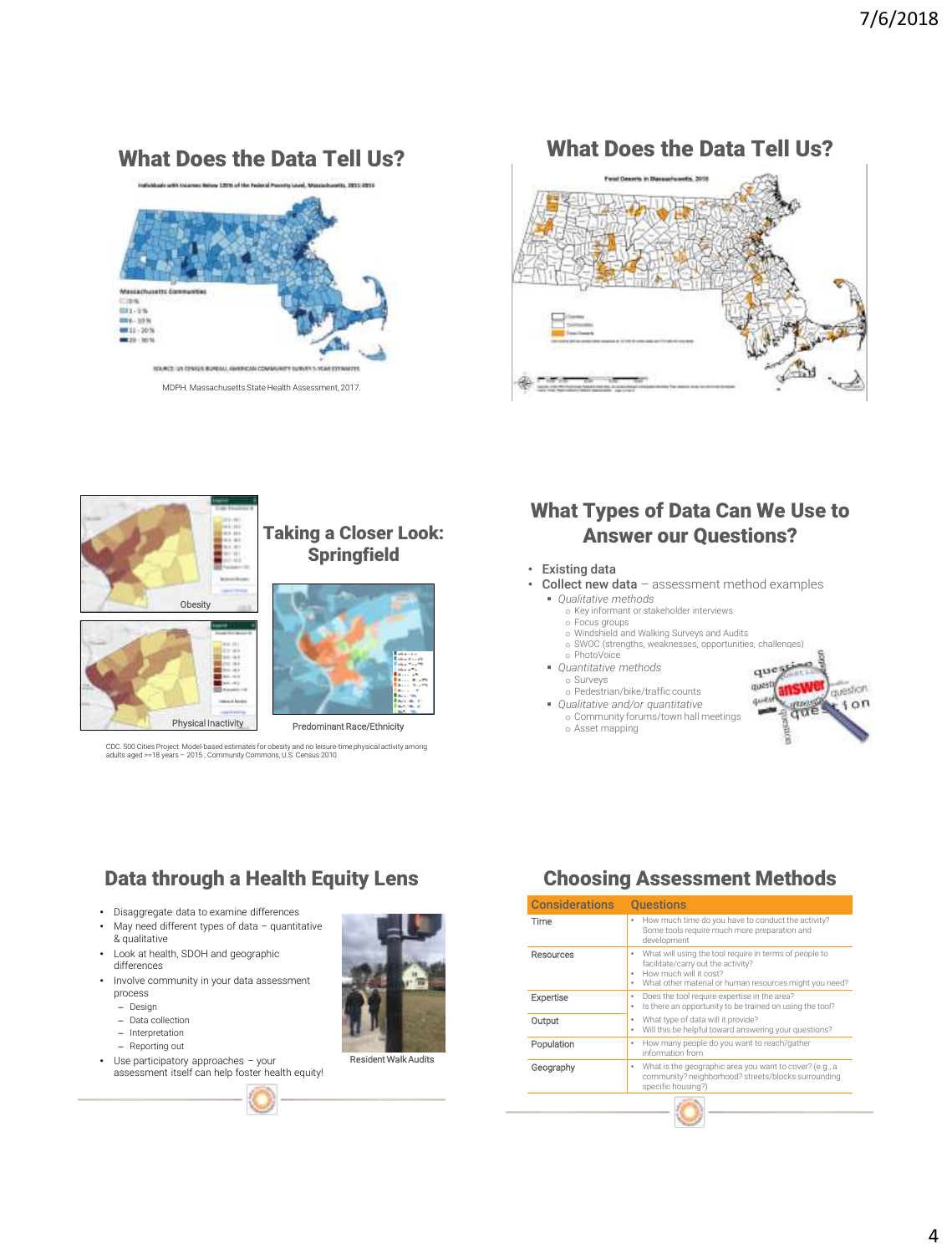## What Does the Data Tell Us?

MDPH. Massachusetts State Health Assessment, 2017.

## What Does the Data Tell Us?

## Taking a Closer Look: Springfield

Obesity

Physical Inactivity

Predominant Race/Ethnicity

CDC. 500 Cities Project. Model-based estimates for obesity and no leisure-time physical activity among adults aged >=18 years – 2015; Community Commons, U.S. Census 2010

## What Types of Data Can We Use to Answer our Questions?

- **Existing data**
- **Collect new data** – assessment method examples
  - *Qualitative methods*
    - Key informant or stakeholder interviews
    - Focus groups
    - Windshield and Walking Surveys and Audits
    - SWOC (strengths, weaknesses, opportunities, challenges)
    - PhotoVoice
  - *Quantitative methods*
    - Surveys
    - Pedestrian/bike/traffic counts
  - *Qualitative and/or quantitative*
    - Community forums/town hall meetings
    - Asset mapping

## Data through a Health Equity Lens

- Disaggregate data to examine differences
- May need different types of data – quantitative & qualitative
- Look at health, SDOH and geographic differences
- Involve community in your data assessment process
  - Design
  - Data collection
  - Interpretation
  - Reporting out
- Use participatory approaches – your assessment itself can help foster health equity!

Resident Walk Audits

## Choosing Assessment Methods

| Considerations | Questions |
|---|---|
| Time | • How much time do you have to conduct the activity? Some tools require much more preparation and development |
| Resources | • What will using the tool require in terms of people to facilitate/carry out the activity? • How much will it cost? • What other material or human resources might you need? |
| Expertise | • Does the tool require expertise in the area? • Is there an opportunity to be trained on using the tool? |
| Output | • What type of data will it provide? • Will this be helpful toward answering your questions? |
| Population | • How many people do you want to reach/gather information from |
| Geography | • What is the geographic area you want to cover? (e.g., a community? neighborhood? streets/blocks surrounding specific housing?) |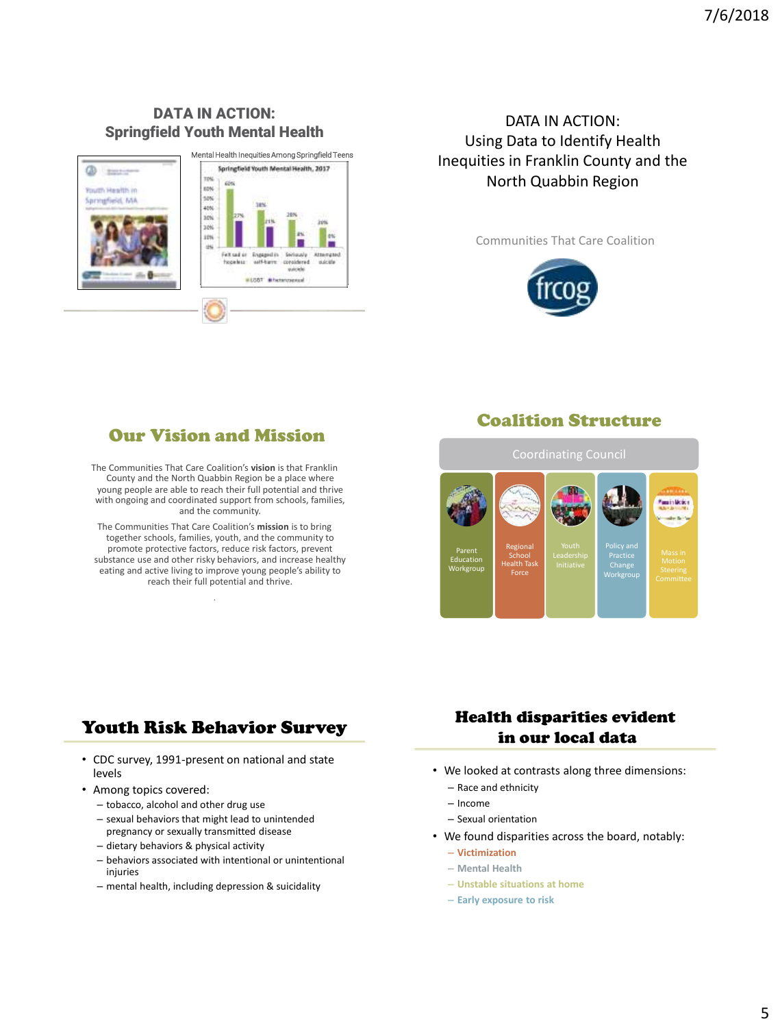## DATA IN ACTION: Springfield Youth Mental Health

Mental Health Inequities Among Springfield Teens

## DATA IN ACTION: Using Data to Identify Health Inequities in Franklin County and the North Quabbin Region

Communities That Care Coalition

## Our Vision and Mission

The Communities That Care Coalition's **vision** is that Franklin County and the North Quabbin Region be a place where young people are able to reach their full potential and thrive with ongoing and coordinated support from schools, families, and the community.

The Communities That Care Coalition's **mission** is to bring together schools, families, youth, and the community to promote protective factors, reduce risk factors, prevent substance use and other risky behaviors, and increase healthy eating and active living to improve young people's ability to reach their full potential and thrive.

## Coalition Structure

Coordinating Council

- Parent Education Workgroup
- Regional School Health Task Force
- Youth Leadership Initiative
- Policy and Practice Change Workgroup
- Mass in Motion Steering Committee

## Youth Risk Behavior Survey

- CDC survey, 1991-present on national and state levels
- Among topics covered:
  - tobacco, alcohol and other drug use
  - sexual behaviors that might lead to unintended pregnancy or sexually transmitted disease
  - dietary behaviors & physical activity
  - behaviors associated with intentional or unintentional injuries
  - mental health, including depression & suicidality

## Health disparities evident in our local data

- We looked at contrasts along three dimensions:
  - Race and ethnicity
  - Income
  - Sexual orientation
- We found disparities across the board, notably:
  - **Victimization**
  - **Mental Health**
  - **Unstable situations at home**
  - **Early exposure to risk**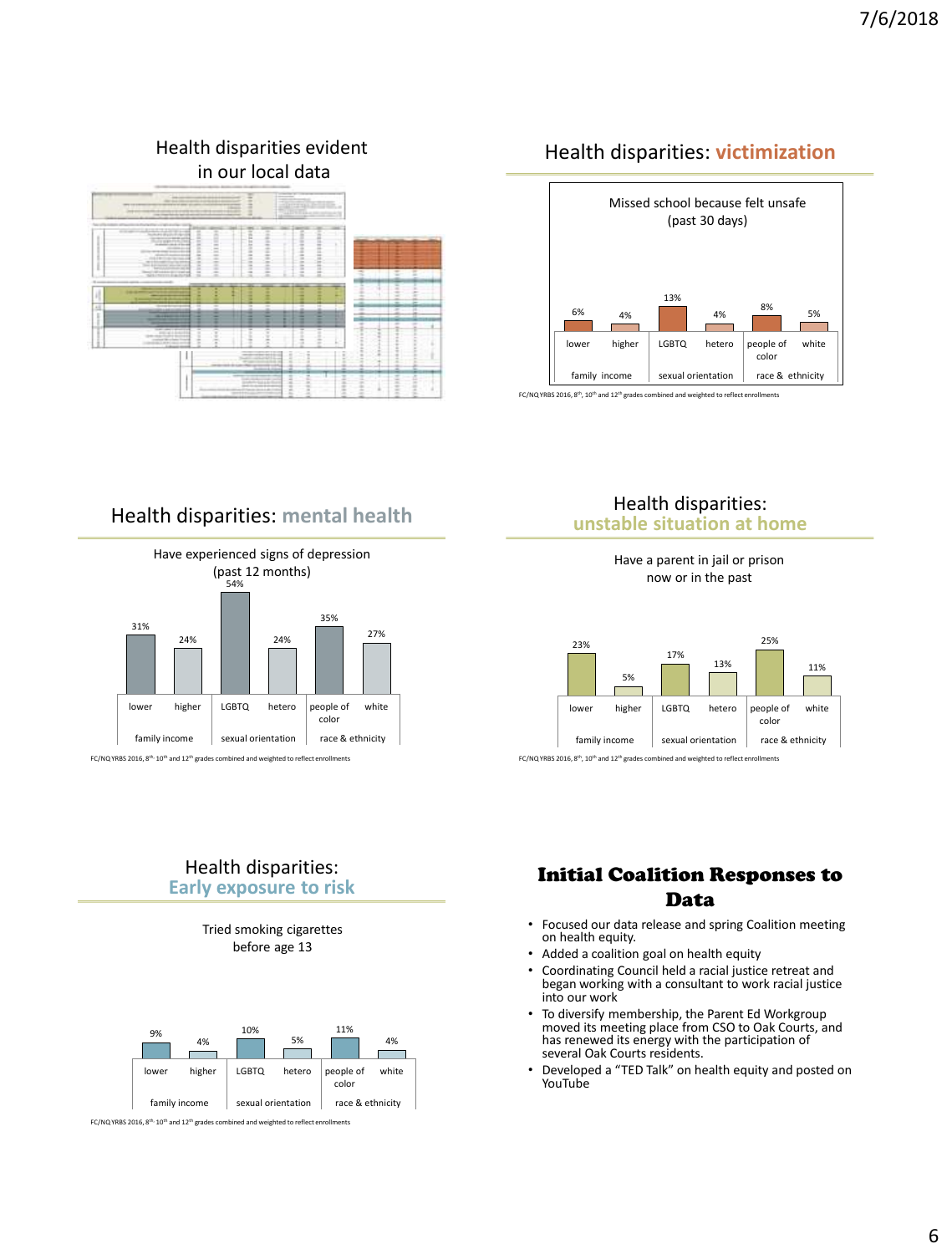## Health disparities evident in our local data

## Health disparities: victimization

Missed school because felt unsafe (past 30 days)

| family income | | sexual orientation | | race & ethnicity | |
|---|---|---|---|---|---|
| lower | higher | LGBTQ | hetero | people of color | white |
| 6% | 4% | 13% | 4% | 8% | 5% |

FC/NQ YRBS 2016, 8th, 10th and 12th grades combined and weighted to reflect enrollments

## Health disparities: mental health

Have experienced signs of depression (past 12 months)

| family income | | sexual orientation | | race & ethnicity | |
|---|---|---|---|---|---|
| lower | higher | LGBTQ | hetero | people of color | white |
| 31% | 24% | 54% | 24% | 35% | 27% |

FC/NQ YRBS 2016, 8th, 10th and 12th grades combined and weighted to reflect enrollments

## Health disparities: unstable situation at home

Have a parent in jail or prison now or in the past

| family income | | sexual orientation | | race & ethnicity | |
|---|---|---|---|---|---|
| lower | higher | LGBTQ | hetero | people of color | white |
| 23% | 5% | 17% | 13% | 25% | 11% |

FC/NQ YRBS 2016, 8th, 10th and 12th grades combined and weighted to reflect enrollments

## Health disparities: Early exposure to risk

Tried smoking cigarettes before age 13

| family income | | sexual orientation | | race & ethnicity | |
|---|---|---|---|---|---|
| lower | higher | LGBTQ | hetero | people of color | white |
| 9% | 4% | 10% | 5% | 11% | 4% |

FC/NQ YRBS 2016, 8th, 10th and 12th grades combined and weighted to reflect enrollments

## Initial Coalition Responses to Data

- Focused our data release and spring Coalition meeting on health equity.
- Added a coalition goal on health equity
- Coordinating Council held a racial justice retreat and began working with a consultant to work racial justice into our work
- To diversify membership, the Parent Ed Workgroup moved its meeting place from CSO to Oak Courts, and has renewed its energy with the participation of several Oak Courts residents.
- Developed a "TED Talk" on health equity and posted on YouTube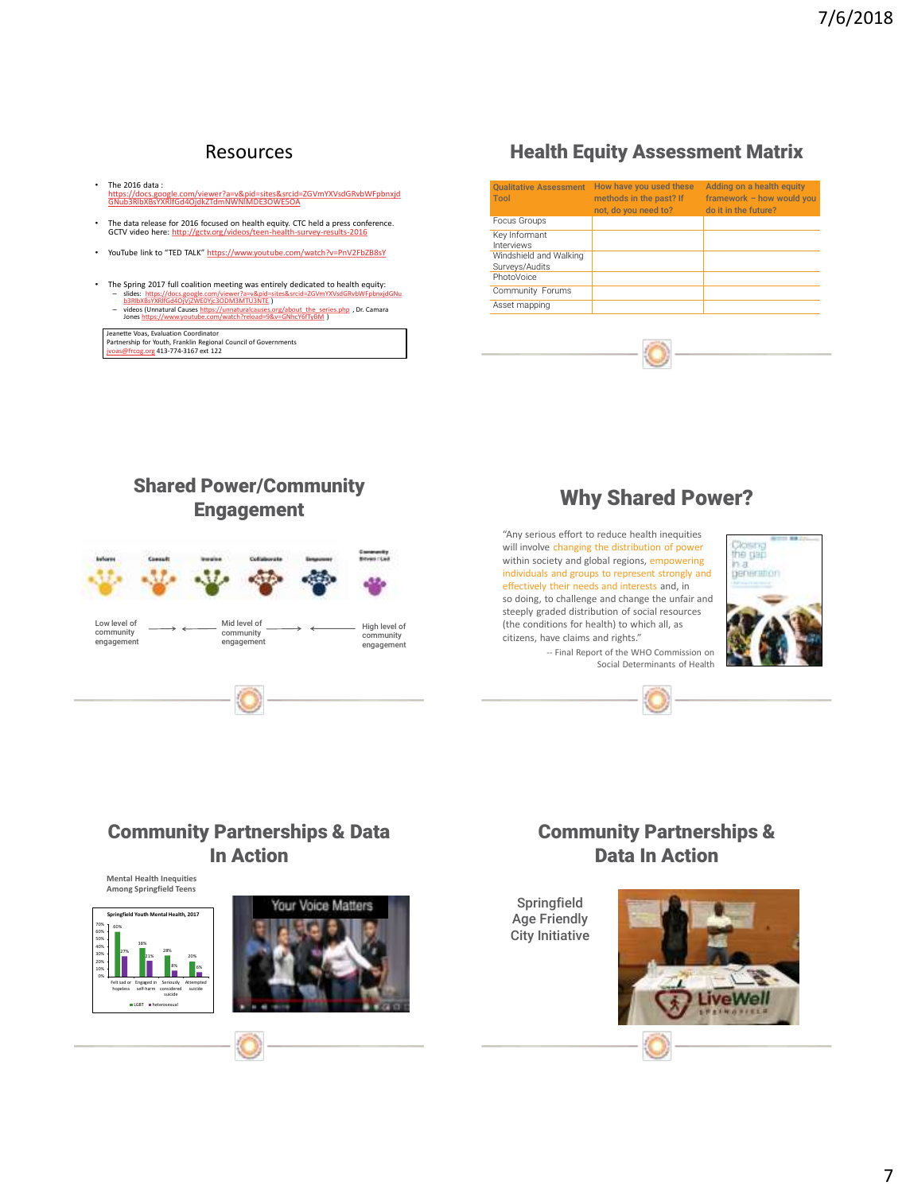## Resources

- The 2016 data : https://docs.google.com/viewer?a=v&pid=sites&srcid=ZGVmYXVsdGRvbWFpbnxjdGNub3RlbXBsYXRlfGd4OjdkZTdmNWNlMDE3OWE5OA
- The data release for 2016 focused on health equity. CTC held a press conference. GCTV video here: http://gctv.org/videos/teen-health-survey-results-2016
- YouTube link to "TED TALK" https://www.youtube.com/watch?v=PnV2FbZB8sY
- The Spring 2017 full coalition meeting was entirely dedicated to health equity:
  - slides: https://docs.google.com/viewer?a=v&pid=sites&srcid=ZGVmYXVsdGRvbWFpbnxjdGNub3RlbXBsYXRlfGd4OjViZWE0Yjc3ODM3MTU3NTE )
  - videos (Unnatural Causes https://unnaturalcauses.org/about_the_series.php , Dr. Camara Jones https://www.youtube.com/watch?reload=9&v=GNhcY6fTyBM )

Jeanette Voas, Evaluation Coordinator
Partnership for Youth, Franklin Regional Council of Governments
jvoas@frcog.org 413-774-3167 ext 122

## Health Equity Assessment Matrix

| Qualitative Assessment Tool | How have you used these methods in the past? If not, do you need to? | Adding on a health equity framework – how would you do it in the future? |
|---|---|---|
| Focus Groups | | |
| Key Informant Interviews | | |
| Windshield and Walking Surveys/Audits | | |
| PhotoVoice | | |
| Community Forums | | |
| Asset mapping | | |

## Shared Power/Community Engagement

Inform — Consult — Involve — Collaborate — Empower — Community Driven / Led

Low level of community engagement ⟷ Mid level of community engagement ⟷ High level of community engagement

## Why Shared Power?

"Any serious effort to reduce health inequities will involve changing the distribution of power within society and global regions, empowering individuals and groups to represent strongly and effectively their needs and interests and, in so doing, to challenge and change the unfair and steeply graded distribution of social resources (the conditions for health) to which all, as citizens, have claims and rights."

-- Final Report of the WHO Commission on Social Determinants of Health

## Community Partnerships & Data In Action

Mental Health Inequities Among Springfield Teens

Springfield Youth Mental Health, 2017

| | LGBT | heterosexual |
|---|---|---|
| Felt sad or hopeless | 60% | 27% |
| Engaged in self-harm | 38% | 21% |
| Seriously considered suicide | 28% | 8% |
| Attempted suicide | 20% | 6% |

Your Voice Matters

## Community Partnerships & Data In Action

Springfield Age Friendly City Initiative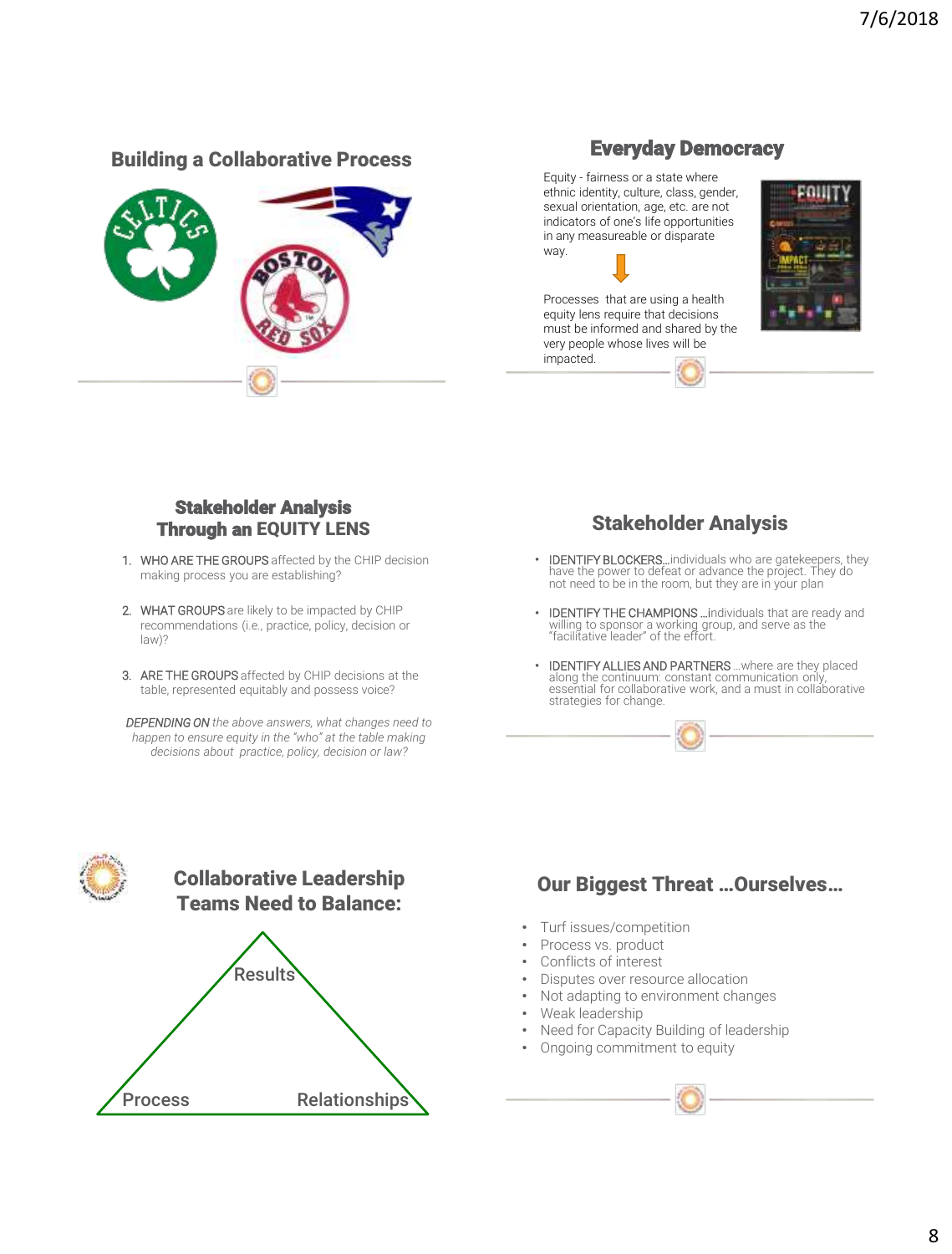## Building a Collaborative Process

## Everyday Democracy

Equity - fairness or a state where ethnic identity, culture, class, gender, sexual orientation, age, etc. are not indicators of one's life opportunities in any measureable or disparate way.

Processes that are using a health equity lens require that decisions must be informed and shared by the very people whose lives will be impacted.

## Stakeholder Analysis Through an EQUITY LENS

1. WHO ARE THE GROUPS affected by the CHIP decision making process you are establishing?
2. WHAT GROUPS are likely to be impacted by CHIP recommendations (i.e., practice, policy, decision or law)?
3. ARE THE GROUPS affected by CHIP decisions at the table, represented equitably and possess voice?

*DEPENDING ON the above answers, what changes need to happen to ensure equity in the "who" at the table making decisions about practice, policy, decision or law?*

## Stakeholder Analysis

- IDENTIFY BLOCKERS…individuals who are gatekeepers, they have the power to defeat or advance the project. They do not need to be in the room, but they are in your plan
- IDENTIFY THE CHAMPIONS …individuals that are ready and willing to sponsor a working group, and serve as the "facilitative leader" of the effort.
- IDENTIFY ALLIES AND PARTNERS …where are they placed along the continuum: constant communication only, essential for collaborative work, and a must in collaborative strategies for change.

## Collaborative Leadership Teams Need to Balance:

Results

Process

Relationships

## Our Biggest Threat …Ourselves…

- Turf issues/competition
- Process vs. product
- Conflicts of interest
- Disputes over resource allocation
- Not adapting to environment changes
- Weak leadership
- Need for Capacity Building of leadership
- Ongoing commitment to equity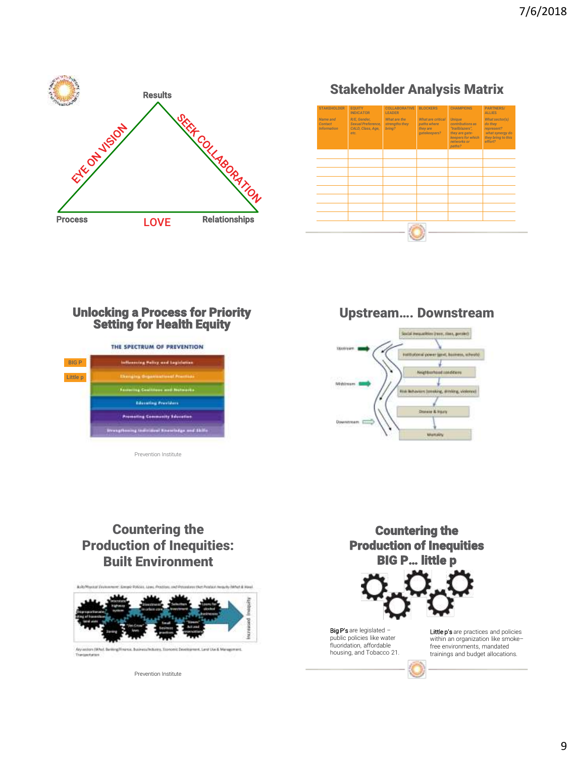Results

EYE ON VISION

SEEK COLLABORATION

Process

LOVE

Relationships

## Stakeholder Analysis Matrix

| STAKEHOLDER<br>*Name and Contact Information* | EQUITY INDICATOR<br>*R/E, Gender, Sexual Preference, CALD, Class, Age, etc.* | COLLABORATIVE LEADER<br>*What are the strengths they bring?* | BLOCKERS<br>*What are critical paths where they are gatekeepers?* | CHAMPIONS<br>*Unique contributions as "trailblazers", they are gate-keepers for which networks or paths?* | PARTNERS/ ALLIES<br>*What sector(s) do they represent? what synergy do they bring to this effort?* |
|---|---|---|---|---|---|
| | | | | | |
| | | | | | |
| | | | | | |
| | | | | | |
| | | | | | |
| | | | | | |
| | | | | | |
| | | | | | |

## Unlocking a Process for Priority Setting for Health Equity

THE SPECTRUM OF PREVENTION

- BIG P — Influencing Policy and Legislation
- Little p — Changing Organizational Practices
- Fostering Coalitions and Networks
- Educating Providers
- Promoting Community Education
- Strengthening Individual Knowledge and Skills

Prevention Institute

## Upstream…. Downstream

- Upstream
- Midstream
- Downstream

- Social inequalities (race, class, gender)
- Institutional power (govt, business, schools)
- Neighborhood conditions
- Risk behaviors (smoking, drinking, violence)
- Disease & injury
- Mortality

## Countering the Production of Inequities: Built Environment

Built/Physical Environment: Sample Policies, Laws, Practices, and Procedures that Produce Inequity (What & How)

Disproportionate siting of hazardous land uses; Interstate highway system; Zoning; Jim Crow laws; Disinvestment in urban core; Selective investment; Small business practices; Loans for alcohol businesses; "Sewers Act and annexations"

Increased Inequity

Key sectors (Who): Banking/Finance, Business/Industry, Economic Development, Land Use & Management, Transportation

Prevention Institute

## Countering the Production of Inequities BIG P… little p

**Big P's** are legislated – public policies like water fluoridation, affordable housing, and Tobacco 21.

**Little p's** are practices and policies within an organization like smoke–free environments, mandated trainings and budget allocations.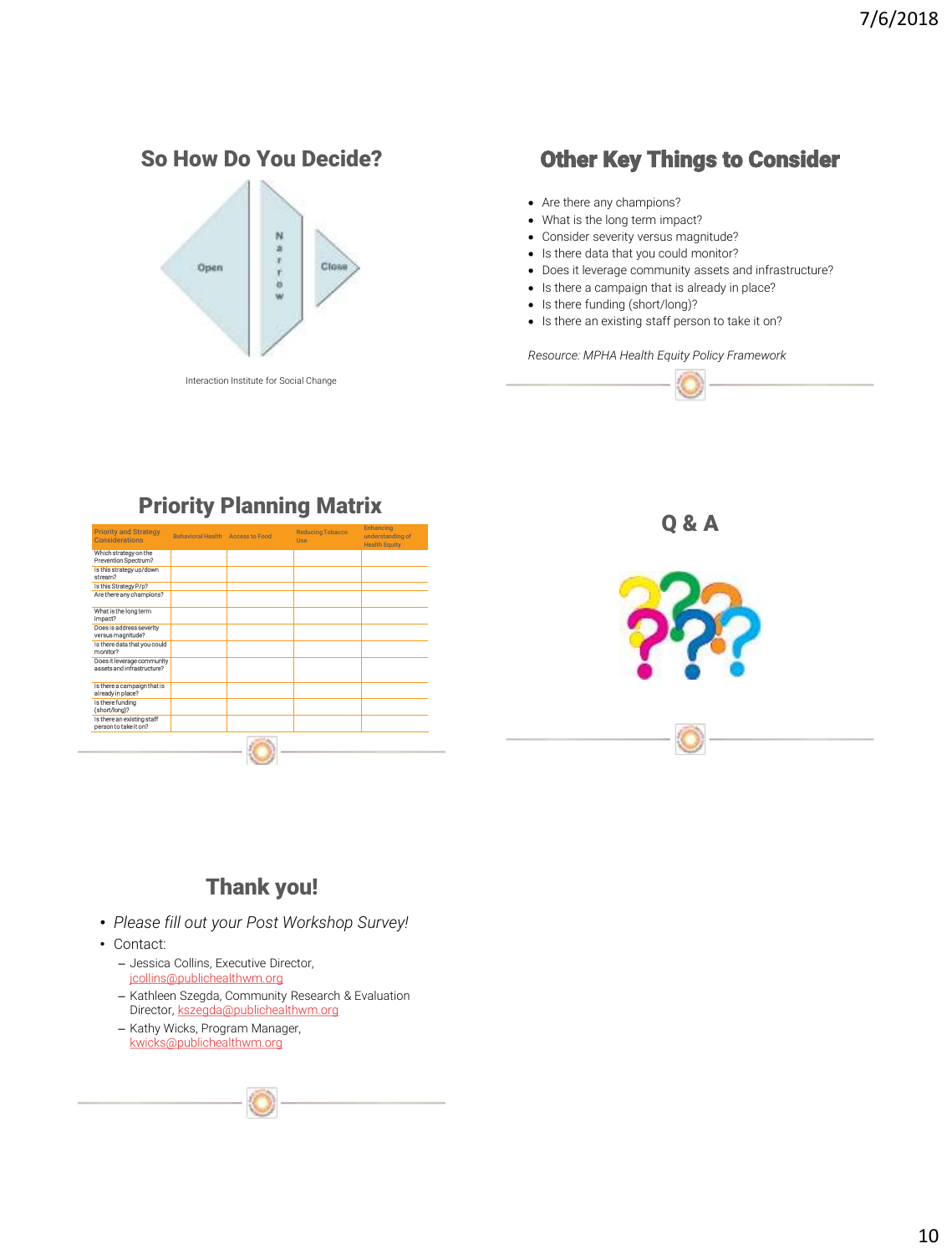## So How Do You Decide?

Open

Narrow

Close

Interaction Institute for Social Change

## Other Key Things to Consider

- Are there any champions?
- What is the long term impact?
- Consider severity versus magnitude?
- Is there data that you could monitor?
- Does it leverage community assets and infrastructure?
- Is there a campaign that is already in place?
- Is there funding (short/long)?
- Is there an existing staff person to take it on?

*Resource: MPHA Health Equity Policy Framework*

## Priority Planning Matrix

| Priority and Strategy Considerations | Behavioral Health | Access to Food | Reducing Tobacco Use | Enhancing understanding of Health Equity |
|---|---|---|---|---|
| Which strategy on the Prevention Spectrum? | | | | |
| Is this strategy up/down stream? | | | | |
| Is this Strategy P/p? | | | | |
| Are there any champions? | | | | |
| What is the long term impact? | | | | |
| Does is address severity versus magnitude? | | | | |
| Is there data that you could monitor? | | | | |
| Does it leverage community assets and infrastructure? | | | | |
| Is there a campaign that is already in place? | | | | |
| Is there funding (short/long)? | | | | |
| Is there an existing staff person to take it on? | | | | |

## Q & A

## Thank you!

- *Please fill out your Post Workshop Survey!*
- Contact:
  - Jessica Collins, Executive Director, jcollins@publichealthwm.org
  - Kathleen Szegda, Community Research & Evaluation Director, kszegda@publichealthwm.org
  - Kathy Wicks, Program Manager, kwicks@publichealthwm.org